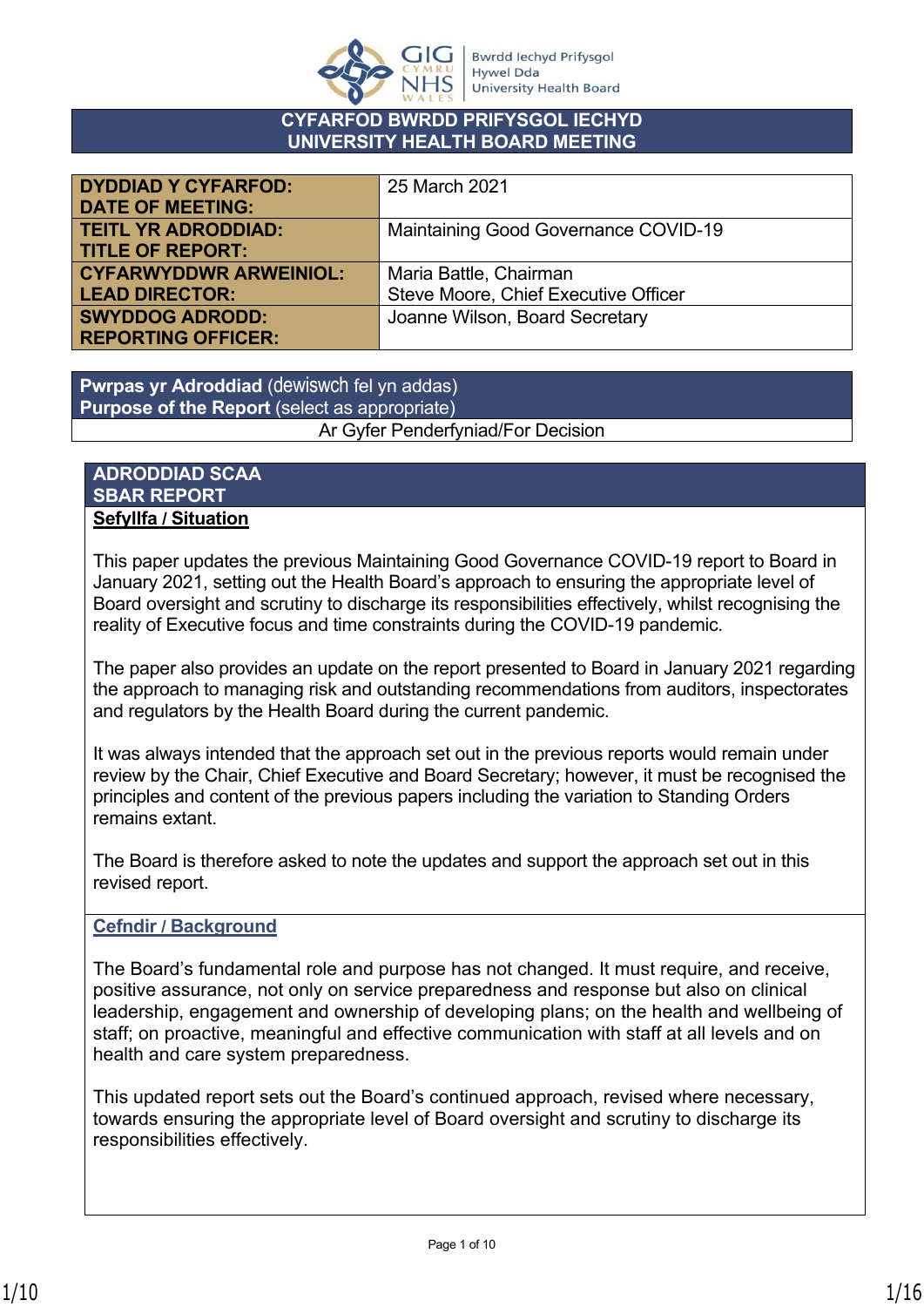# CYFARFOD BWRDD PRIFYSGOL IECHYD
# UNIVERSITY HEALTH BOARD MEETING

| | |
|---|---|
| **DYDDIAD Y CYFARFOD: DATE OF MEETING:** | 25 March 2021 |
| **TEITL YR ADRODDIAD: TITLE OF REPORT:** | Maintaining Good Governance COVID-19 |
| **CYFARWYDDWR ARWEINIOL: LEAD DIRECTOR:** | Maria Battle, Chairman<br>Steve Moore, Chief Executive Officer |
| **SWYDDOG ADRODD: REPORTING OFFICER:** | Joanne Wilson, Board Secretary |

| **Pwrpas yr Adroddiad** (dewiswch fel yn addas)<br>**Purpose of the Report** (select as appropriate) |
|---|
| Ar Gyfer Penderfyniad/For Decision |

## ADRODDIAD SCAA
## SBAR REPORT

**Sefyllfa / Situation**

This paper updates the previous Maintaining Good Governance COVID-19 report to Board in January 2021, setting out the Health Board's approach to ensuring the appropriate level of Board oversight and scrutiny to discharge its responsibilities effectively, whilst recognising the reality of Executive focus and time constraints during the COVID-19 pandemic.

The paper also provides an update on the report presented to Board in January 2021 regarding the approach to managing risk and outstanding recommendations from auditors, inspectorates and regulators by the Health Board during the current pandemic.

It was always intended that the approach set out in the previous reports would remain under review by the Chair, Chief Executive and Board Secretary; however, it must be recognised the principles and content of the previous papers including the variation to Standing Orders remains extant.

The Board is therefore asked to note the updates and support the approach set out in this revised report.

**Cefndir / Background**

The Board's fundamental role and purpose has not changed. It must require, and receive, positive assurance, not only on service preparedness and response but also on clinical leadership, engagement and ownership of developing plans; on the health and wellbeing of staff; on proactive, meaningful and effective communication with staff at all levels and on health and care system preparedness.

This updated report sets out the Board's continued approach, revised where necessary, towards ensuring the appropriate level of Board oversight and scrutiny to discharge its responsibilities effectively.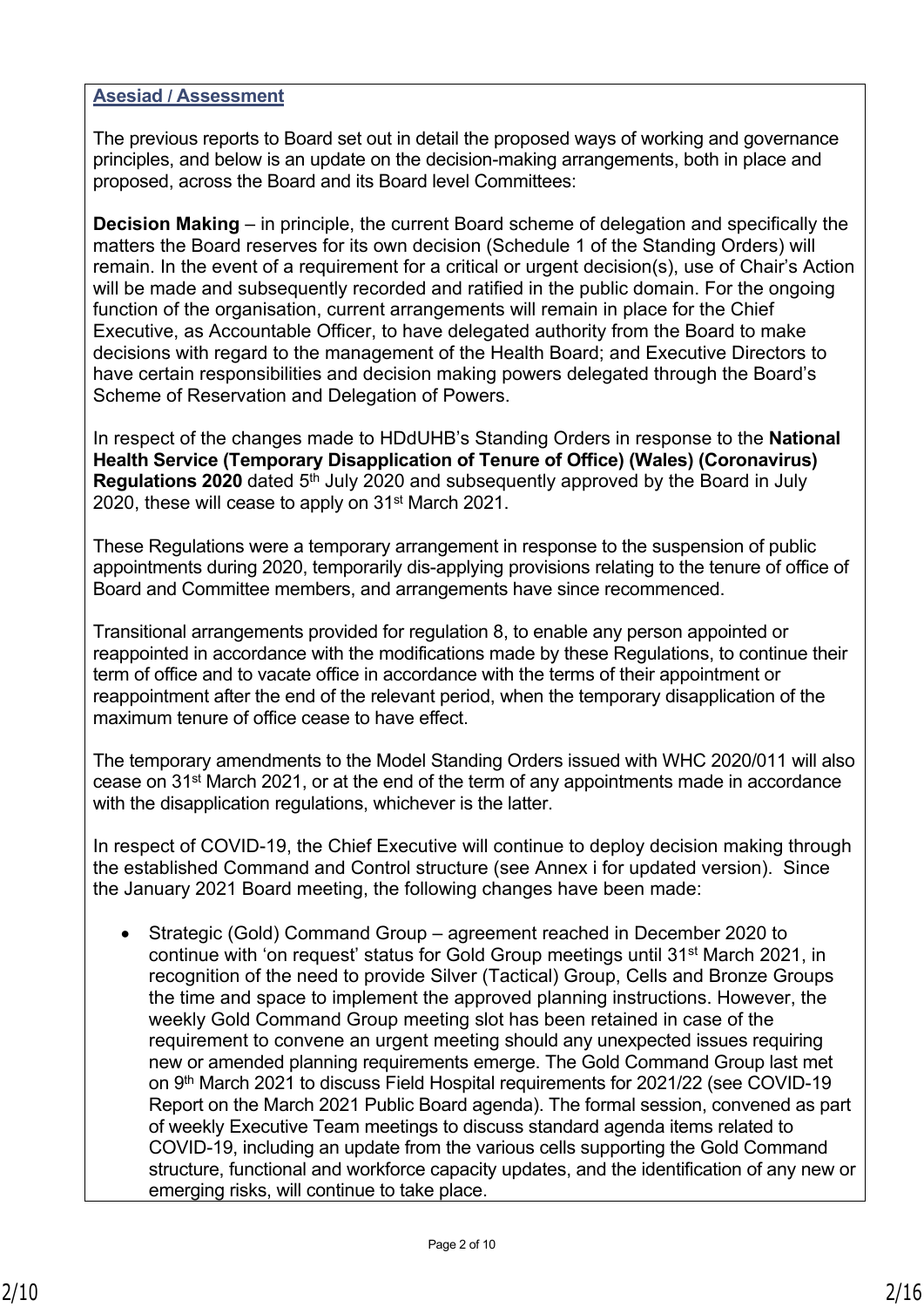**Asesiad / Assessment**

The previous reports to Board set out in detail the proposed ways of working and governance principles, and below is an update on the decision-making arrangements, both in place and proposed, across the Board and its Board level Committees:

**Decision Making** – in principle, the current Board scheme of delegation and specifically the matters the Board reserves for its own decision (Schedule 1 of the Standing Orders) will remain. In the event of a requirement for a critical or urgent decision(s), use of Chair's Action will be made and subsequently recorded and ratified in the public domain. For the ongoing function of the organisation, current arrangements will remain in place for the Chief Executive, as Accountable Officer, to have delegated authority from the Board to make decisions with regard to the management of the Health Board; and Executive Directors to have certain responsibilities and decision making powers delegated through the Board's Scheme of Reservation and Delegation of Powers.

In respect of the changes made to HDdUHB's Standing Orders in response to the **National Health Service (Temporary Disapplication of Tenure of Office) (Wales) (Coronavirus) Regulations 2020** dated 5th July 2020 and subsequently approved by the Board in July 2020, these will cease to apply on 31st March 2021.

These Regulations were a temporary arrangement in response to the suspension of public appointments during 2020, temporarily dis-applying provisions relating to the tenure of office of Board and Committee members, and arrangements have since recommenced.

Transitional arrangements provided for regulation 8, to enable any person appointed or reappointed in accordance with the modifications made by these Regulations, to continue their term of office and to vacate office in accordance with the terms of their appointment or reappointment after the end of the relevant period, when the temporary disapplication of the maximum tenure of office cease to have effect.

The temporary amendments to the Model Standing Orders issued with WHC 2020/011 will also cease on 31st March 2021, or at the end of the term of any appointments made in accordance with the disapplication regulations, whichever is the latter.

In respect of COVID-19, the Chief Executive will continue to deploy decision making through the established Command and Control structure (see Annex i for updated version). Since the January 2021 Board meeting, the following changes have been made:

- Strategic (Gold) Command Group – agreement reached in December 2020 to continue with 'on request' status for Gold Group meetings until 31st March 2021, in recognition of the need to provide Silver (Tactical) Group, Cells and Bronze Groups the time and space to implement the approved planning instructions. However, the weekly Gold Command Group meeting slot has been retained in case of the requirement to convene an urgent meeting should any unexpected issues requiring new or amended planning requirements emerge. The Gold Command Group last met on 9th March 2021 to discuss Field Hospital requirements for 2021/22 (see COVID-19 Report on the March 2021 Public Board agenda). The formal session, convened as part of weekly Executive Team meetings to discuss standard agenda items related to COVID-19, including an update from the various cells supporting the Gold Command structure, functional and workforce capacity updates, and the identification of any new or emerging risks, will continue to take place.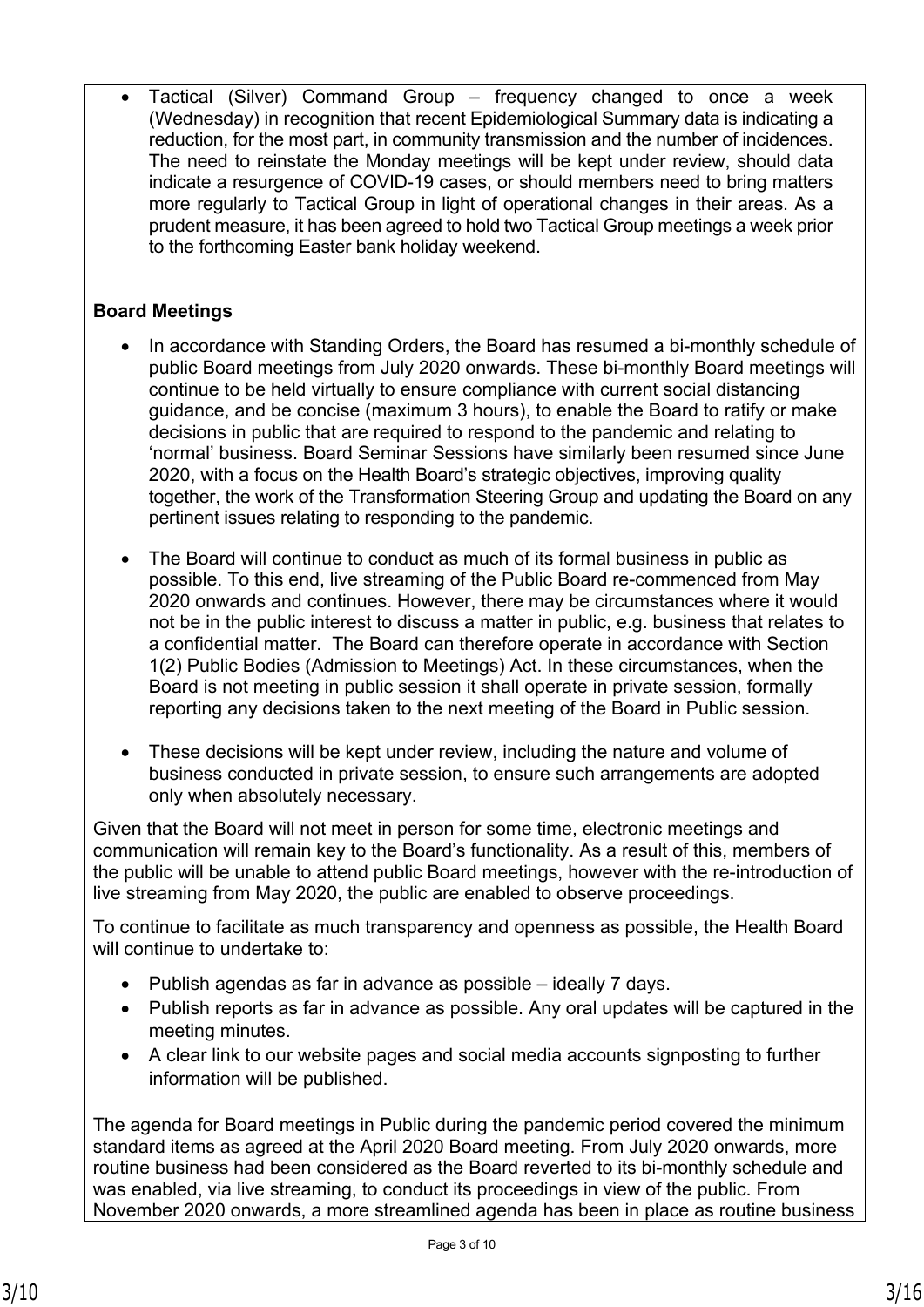- Tactical (Silver) Command Group – frequency changed to once a week (Wednesday) in recognition that recent Epidemiological Summary data is indicating a reduction, for the most part, in community transmission and the number of incidences. The need to reinstate the Monday meetings will be kept under review, should data indicate a resurgence of COVID-19 cases, or should members need to bring matters more regularly to Tactical Group in light of operational changes in their areas. As a prudent measure, it has been agreed to hold two Tactical Group meetings a week prior to the forthcoming Easter bank holiday weekend.

**Board Meetings**

- In accordance with Standing Orders, the Board has resumed a bi-monthly schedule of public Board meetings from July 2020 onwards. These bi-monthly Board meetings will continue to be held virtually to ensure compliance with current social distancing guidance, and be concise (maximum 3 hours), to enable the Board to ratify or make decisions in public that are required to respond to the pandemic and relating to 'normal' business. Board Seminar Sessions have similarly been resumed since June 2020, with a focus on the Health Board's strategic objectives, improving quality together, the work of the Transformation Steering Group and updating the Board on any pertinent issues relating to responding to the pandemic.

- The Board will continue to conduct as much of its formal business in public as possible. To this end, live streaming of the Public Board re-commenced from May 2020 onwards and continues. However, there may be circumstances where it would not be in the public interest to discuss a matter in public, e.g. business that relates to a confidential matter. The Board can therefore operate in accordance with Section 1(2) Public Bodies (Admission to Meetings) Act. In these circumstances, when the Board is not meeting in public session it shall operate in private session, formally reporting any decisions taken to the next meeting of the Board in Public session.

- These decisions will be kept under review, including the nature and volume of business conducted in private session, to ensure such arrangements are adopted only when absolutely necessary.

Given that the Board will not meet in person for some time, electronic meetings and communication will remain key to the Board's functionality. As a result of this, members of the public will be unable to attend public Board meetings, however with the re-introduction of live streaming from May 2020, the public are enabled to observe proceedings.

To continue to facilitate as much transparency and openness as possible, the Health Board will continue to undertake to:

- Publish agendas as far in advance as possible – ideally 7 days.
- Publish reports as far in advance as possible. Any oral updates will be captured in the meeting minutes.
- A clear link to our website pages and social media accounts signposting to further information will be published.

The agenda for Board meetings in Public during the pandemic period covered the minimum standard items as agreed at the April 2020 Board meeting. From July 2020 onwards, more routine business had been considered as the Board reverted to its bi-monthly schedule and was enabled, via live streaming, to conduct its proceedings in view of the public. From November 2020 onwards, a more streamlined agenda has been in place as routine business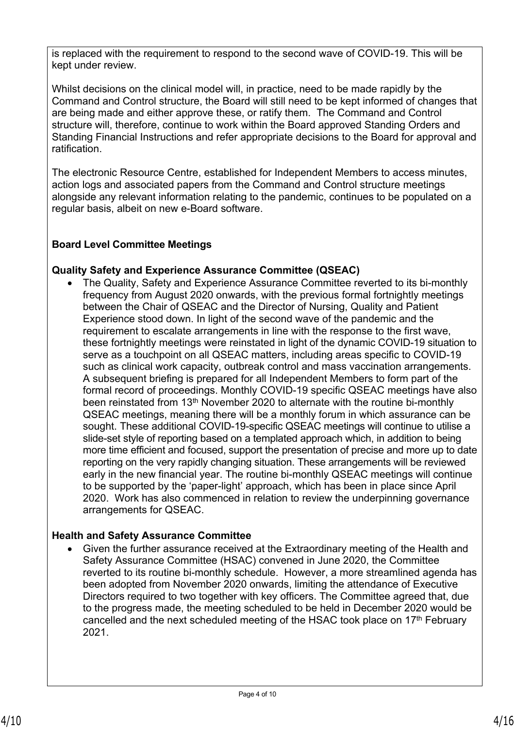is replaced with the requirement to respond to the second wave of COVID-19. This will be kept under review.

Whilst decisions on the clinical model will, in practice, need to be made rapidly by the Command and Control structure, the Board will still need to be kept informed of changes that are being made and either approve these, or ratify them. The Command and Control structure will, therefore, continue to work within the Board approved Standing Orders and Standing Financial Instructions and refer appropriate decisions to the Board for approval and ratification.

The electronic Resource Centre, established for Independent Members to access minutes, action logs and associated papers from the Command and Control structure meetings alongside any relevant information relating to the pandemic, continues to be populated on a regular basis, albeit on new e-Board software.

**Board Level Committee Meetings**

**Quality Safety and Experience Assurance Committee (QSEAC)**

- The Quality, Safety and Experience Assurance Committee reverted to its bi-monthly frequency from August 2020 onwards, with the previous formal fortnightly meetings between the Chair of QSEAC and the Director of Nursing, Quality and Patient Experience stood down. In light of the second wave of the pandemic and the requirement to escalate arrangements in line with the response to the first wave, these fortnightly meetings were reinstated in light of the dynamic COVID-19 situation to serve as a touchpoint on all QSEAC matters, including areas specific to COVID-19 such as clinical work capacity, outbreak control and mass vaccination arrangements. A subsequent briefing is prepared for all Independent Members to form part of the formal record of proceedings. Monthly COVID-19 specific QSEAC meetings have also been reinstated from 13th November 2020 to alternate with the routine bi-monthly QSEAC meetings, meaning there will be a monthly forum in which assurance can be sought. These additional COVID-19-specific QSEAC meetings will continue to utilise a slide-set style of reporting based on a templated approach which, in addition to being more time efficient and focused, support the presentation of precise and more up to date reporting on the very rapidly changing situation. These arrangements will be reviewed early in the new financial year. The routine bi-monthly QSEAC meetings will continue to be supported by the 'paper-light' approach, which has been in place since April 2020. Work has also commenced in relation to review the underpinning governance arrangements for QSEAC.

**Health and Safety Assurance Committee**

- Given the further assurance received at the Extraordinary meeting of the Health and Safety Assurance Committee (HSAC) convened in June 2020, the Committee reverted to its routine bi-monthly schedule. However, a more streamlined agenda has been adopted from November 2020 onwards, limiting the attendance of Executive Directors required to two together with key officers. The Committee agreed that, due to the progress made, the meeting scheduled to be held in December 2020 would be cancelled and the next scheduled meeting of the HSAC took place on 17th February 2021.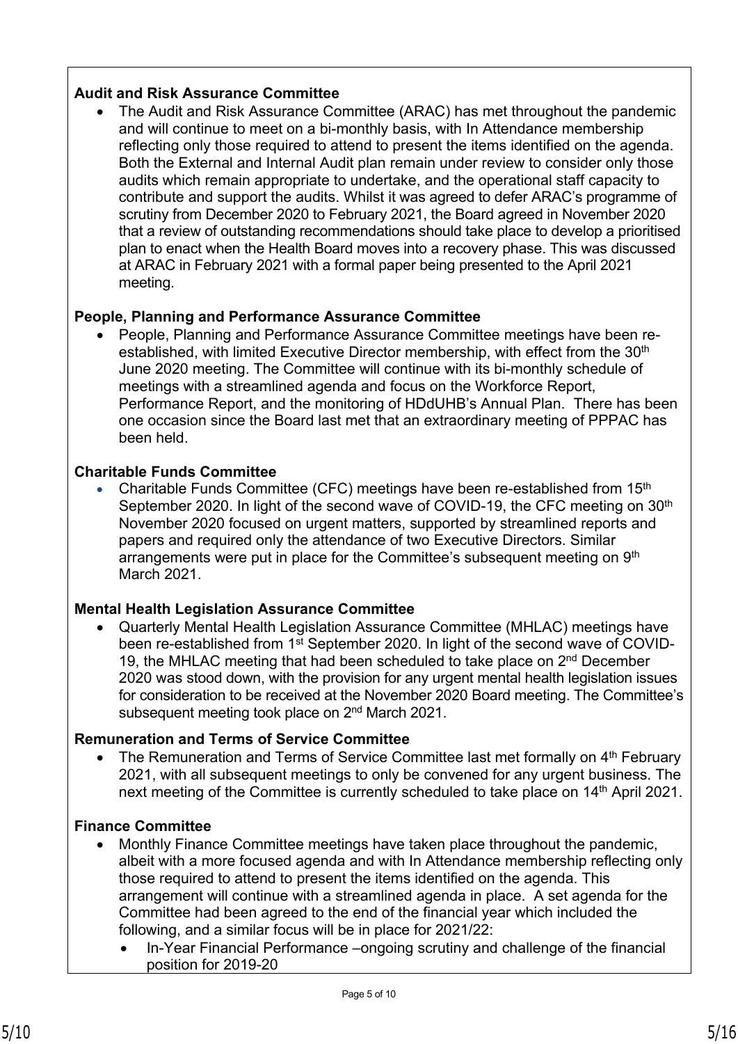**Audit and Risk Assurance Committee**

- The Audit and Risk Assurance Committee (ARAC) has met throughout the pandemic and will continue to meet on a bi-monthly basis, with In Attendance membership reflecting only those required to attend to present the items identified on the agenda. Both the External and Internal Audit plan remain under review to consider only those audits which remain appropriate to undertake, and the operational staff capacity to contribute and support the audits. Whilst it was agreed to defer ARAC's programme of scrutiny from December 2020 to February 2021, the Board agreed in November 2020 that a review of outstanding recommendations should take place to develop a prioritised plan to enact when the Health Board moves into a recovery phase. This was discussed at ARAC in February 2021 with a formal paper being presented to the April 2021 meeting.

**People, Planning and Performance Assurance Committee**

- People, Planning and Performance Assurance Committee meetings have been re-established, with limited Executive Director membership, with effect from the 30th June 2020 meeting. The Committee will continue with its bi-monthly schedule of meetings with a streamlined agenda and focus on the Workforce Report, Performance Report, and the monitoring of HDdUHB's Annual Plan. There has been one occasion since the Board last met that an extraordinary meeting of PPPAC has been held.

**Charitable Funds Committee**

- Charitable Funds Committee (CFC) meetings have been re-established from 15th September 2020. In light of the second wave of COVID-19, the CFC meeting on 30th November 2020 focused on urgent matters, supported by streamlined reports and papers and required only the attendance of two Executive Directors. Similar arrangements were put in place for the Committee's subsequent meeting on 9th March 2021.

**Mental Health Legislation Assurance Committee**

- Quarterly Mental Health Legislation Assurance Committee (MHLAC) meetings have been re-established from 1st September 2020. In light of the second wave of COVID-19, the MHLAC meeting that had been scheduled to take place on 2nd December 2020 was stood down, with the provision for any urgent mental health legislation issues for consideration to be received at the November 2020 Board meeting. The Committee's subsequent meeting took place on 2nd March 2021.

**Remuneration and Terms of Service Committee**

- The Remuneration and Terms of Service Committee last met formally on 4th February 2021, with all subsequent meetings to only be convened for any urgent business. The next meeting of the Committee is currently scheduled to take place on 14th April 2021.

**Finance Committee**

- Monthly Finance Committee meetings have taken place throughout the pandemic, albeit with a more focused agenda and with In Attendance membership reflecting only those required to attend to present the items identified on the agenda. This arrangement will continue with a streamlined agenda in place. A set agenda for the Committee had been agreed to the end of the financial year which included the following, and a similar focus will be in place for 2021/22:
  - In-Year Financial Performance –ongoing scrutiny and challenge of the financial position for 2019-20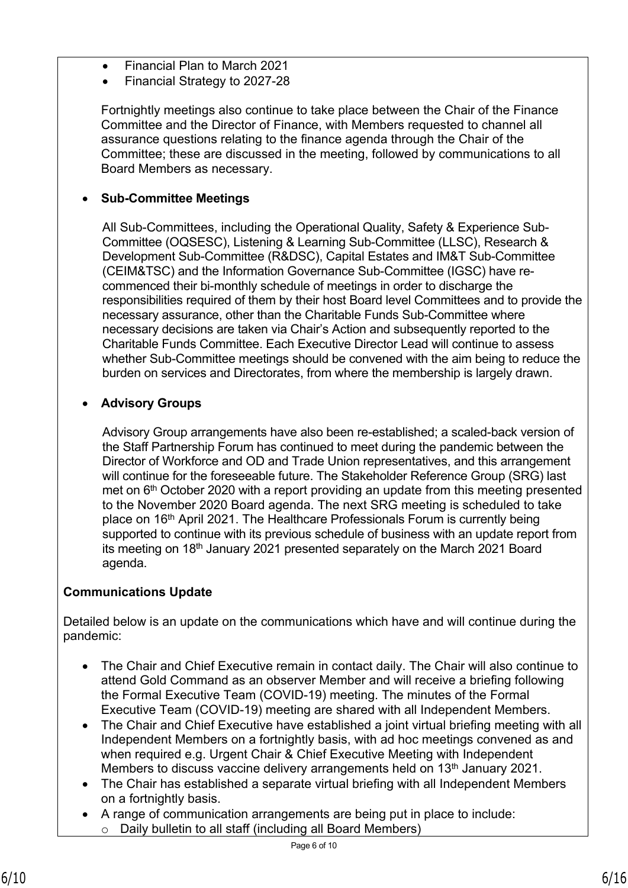- Financial Plan to March 2021
- Financial Strategy to 2027-28

Fortnightly meetings also continue to take place between the Chair of the Finance Committee and the Director of Finance, with Members requested to channel all assurance questions relating to the finance agenda through the Chair of the Committee; these are discussed in the meeting, followed by communications to all Board Members as necessary.

- **Sub-Committee Meetings**

  All Sub-Committees, including the Operational Quality, Safety & Experience Sub-Committee (OQSESC), Listening & Learning Sub-Committee (LLSC), Research & Development Sub-Committee (R&DSC), Capital Estates and IM&T Sub-Committee (CEIM&TSC) and the Information Governance Sub-Committee (IGSC) have re-commenced their bi-monthly schedule of meetings in order to discharge the responsibilities required of them by their host Board level Committees and to provide the necessary assurance, other than the Charitable Funds Sub-Committee where necessary decisions are taken via Chair's Action and subsequently reported to the Charitable Funds Committee. Each Executive Director Lead will continue to assess whether Sub-Committee meetings should be convened with the aim being to reduce the burden on services and Directorates, from where the membership is largely drawn.

- **Advisory Groups**

  Advisory Group arrangements have also been re-established; a scaled-back version of the Staff Partnership Forum has continued to meet during the pandemic between the Director of Workforce and OD and Trade Union representatives, and this arrangement will continue for the foreseeable future. The Stakeholder Reference Group (SRG) last met on 6th October 2020 with a report providing an update from this meeting presented to the November 2020 Board agenda. The next SRG meeting is scheduled to take place on 16th April 2021. The Healthcare Professionals Forum is currently being supported to continue with its previous schedule of business with an update report from its meeting on 18th January 2021 presented separately on the March 2021 Board agenda.

**Communications Update**

Detailed below is an update on the communications which have and will continue during the pandemic:

- The Chair and Chief Executive remain in contact daily. The Chair will also continue to attend Gold Command as an observer Member and will receive a briefing following the Formal Executive Team (COVID-19) meeting. The minutes of the Formal Executive Team (COVID-19) meeting are shared with all Independent Members.
- The Chair and Chief Executive have established a joint virtual briefing meeting with all Independent Members on a fortnightly basis, with ad hoc meetings convened as and when required e.g. Urgent Chair & Chief Executive Meeting with Independent Members to discuss vaccine delivery arrangements held on 13th January 2021.
- The Chair has established a separate virtual briefing with all Independent Members on a fortnightly basis.
- A range of communication arrangements are being put in place to include:
  - Daily bulletin to all staff (including all Board Members)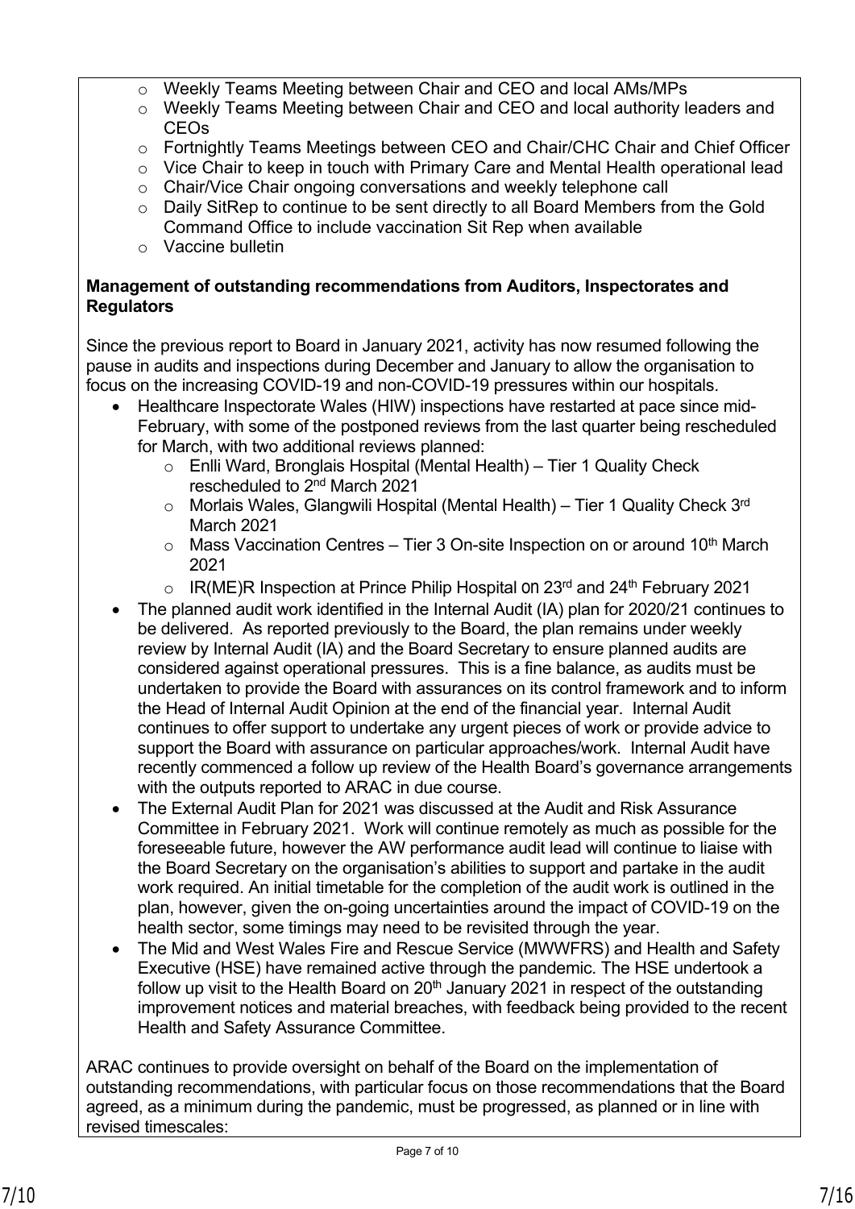- Weekly Teams Meeting between Chair and CEO and local AMs/MPs
- Weekly Teams Meeting between Chair and CEO and local authority leaders and CEOs
- Fortnightly Teams Meetings between CEO and Chair/CHC Chair and Chief Officer
- Vice Chair to keep in touch with Primary Care and Mental Health operational lead
- Chair/Vice Chair ongoing conversations and weekly telephone call
- Daily SitRep to continue to be sent directly to all Board Members from the Gold Command Office to include vaccination Sit Rep when available
- Vaccine bulletin

**Management of outstanding recommendations from Auditors, Inspectorates and Regulators**

Since the previous report to Board in January 2021, activity has now resumed following the pause in audits and inspections during December and January to allow the organisation to focus on the increasing COVID-19 and non-COVID-19 pressures within our hospitals.

- Healthcare Inspectorate Wales (HIW) inspections have restarted at pace since mid-February, with some of the postponed reviews from the last quarter being rescheduled for March, with two additional reviews planned:
  - Enlli Ward, Bronglais Hospital (Mental Health) – Tier 1 Quality Check rescheduled to 2nd March 2021
  - Morlais Wales, Glangwili Hospital (Mental Health) – Tier 1 Quality Check 3rd March 2021
  - Mass Vaccination Centres – Tier 3 On-site Inspection on or around 10th March 2021
  - IR(ME)R Inspection at Prince Philip Hospital on 23rd and 24th February 2021
- The planned audit work identified in the Internal Audit (IA) plan for 2020/21 continues to be delivered. As reported previously to the Board, the plan remains under weekly review by Internal Audit (IA) and the Board Secretary to ensure planned audits are considered against operational pressures. This is a fine balance, as audits must be undertaken to provide the Board with assurances on its control framework and to inform the Head of Internal Audit Opinion at the end of the financial year. Internal Audit continues to offer support to undertake any urgent pieces of work or provide advice to support the Board with assurance on particular approaches/work. Internal Audit have recently commenced a follow up review of the Health Board's governance arrangements with the outputs reported to ARAC in due course.
- The External Audit Plan for 2021 was discussed at the Audit and Risk Assurance Committee in February 2021. Work will continue remotely as much as possible for the foreseeable future, however the AW performance audit lead will continue to liaise with the Board Secretary on the organisation's abilities to support and partake in the audit work required. An initial timetable for the completion of the audit work is outlined in the plan, however, given the on-going uncertainties around the impact of COVID-19 on the health sector, some timings may need to be revisited through the year.
- The Mid and West Wales Fire and Rescue Service (MWWFRS) and Health and Safety Executive (HSE) have remained active through the pandemic. The HSE undertook a follow up visit to the Health Board on 20th January 2021 in respect of the outstanding improvement notices and material breaches, with feedback being provided to the recent Health and Safety Assurance Committee.

ARAC continues to provide oversight on behalf of the Board on the implementation of outstanding recommendations, with particular focus on those recommendations that the Board agreed, as a minimum during the pandemic, must be progressed, as planned or in line with revised timescales: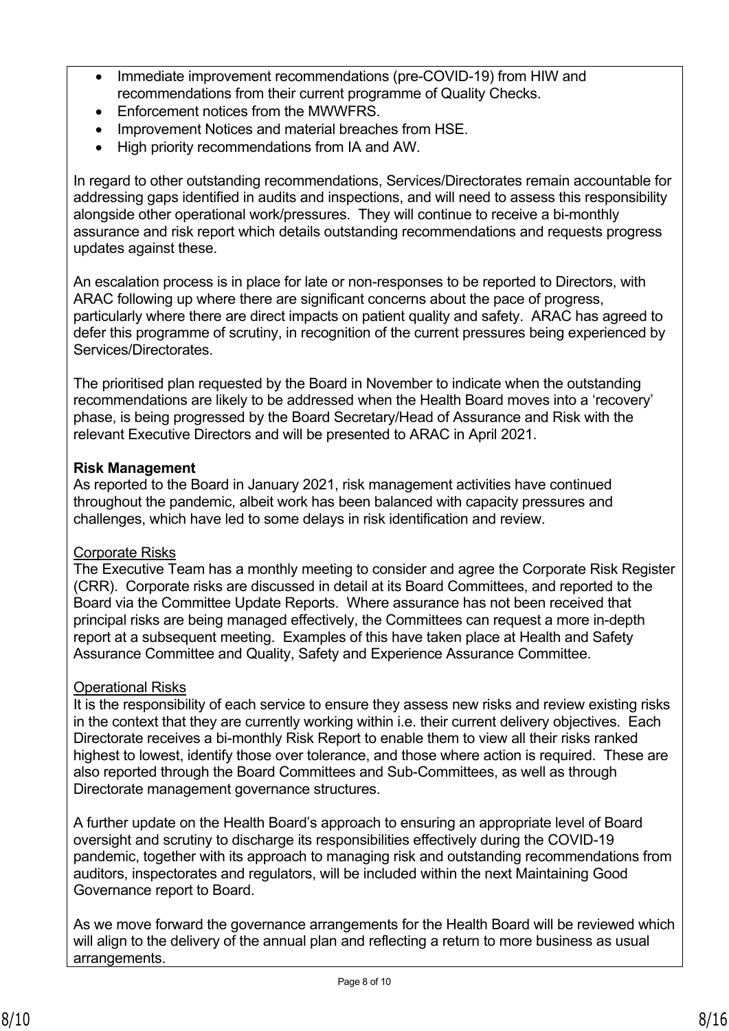- Immediate improvement recommendations (pre-COVID-19) from HIW and recommendations from their current programme of Quality Checks.
- Enforcement notices from the MWWFRS.
- Improvement Notices and material breaches from HSE.
- High priority recommendations from IA and AW.

In regard to other outstanding recommendations, Services/Directorates remain accountable for addressing gaps identified in audits and inspections, and will need to assess this responsibility alongside other operational work/pressures. They will continue to receive a bi-monthly assurance and risk report which details outstanding recommendations and requests progress updates against these.

An escalation process is in place for late or non-responses to be reported to Directors, with ARAC following up where there are significant concerns about the pace of progress, particularly where there are direct impacts on patient quality and safety. ARAC has agreed to defer this programme of scrutiny, in recognition of the current pressures being experienced by Services/Directorates.

The prioritised plan requested by the Board in November to indicate when the outstanding recommendations are likely to be addressed when the Health Board moves into a 'recovery' phase, is being progressed by the Board Secretary/Head of Assurance and Risk with the relevant Executive Directors and will be presented to ARAC in April 2021.

**Risk Management**

As reported to the Board in January 2021, risk management activities have continued throughout the pandemic, albeit work has been balanced with capacity pressures and challenges, which have led to some delays in risk identification and review.

Corporate Risks

The Executive Team has a monthly meeting to consider and agree the Corporate Risk Register (CRR). Corporate risks are discussed in detail at its Board Committees, and reported to the Board via the Committee Update Reports. Where assurance has not been received that principal risks are being managed effectively, the Committees can request a more in-depth report at a subsequent meeting. Examples of this have taken place at Health and Safety Assurance Committee and Quality, Safety and Experience Assurance Committee.

Operational Risks

It is the responsibility of each service to ensure they assess new risks and review existing risks in the context that they are currently working within i.e. their current delivery objectives. Each Directorate receives a bi-monthly Risk Report to enable them to view all their risks ranked highest to lowest, identify those over tolerance, and those where action is required. These are also reported through the Board Committees and Sub-Committees, as well as through Directorate management governance structures.

A further update on the Health Board's approach to ensuring an appropriate level of Board oversight and scrutiny to discharge its responsibilities effectively during the COVID-19 pandemic, together with its approach to managing risk and outstanding recommendations from auditors, inspectorates and regulators, will be included within the next Maintaining Good Governance report to Board.

As we move forward the governance arrangements for the Health Board will be reviewed which will align to the delivery of the annual plan and reflecting a return to more business as usual arrangements.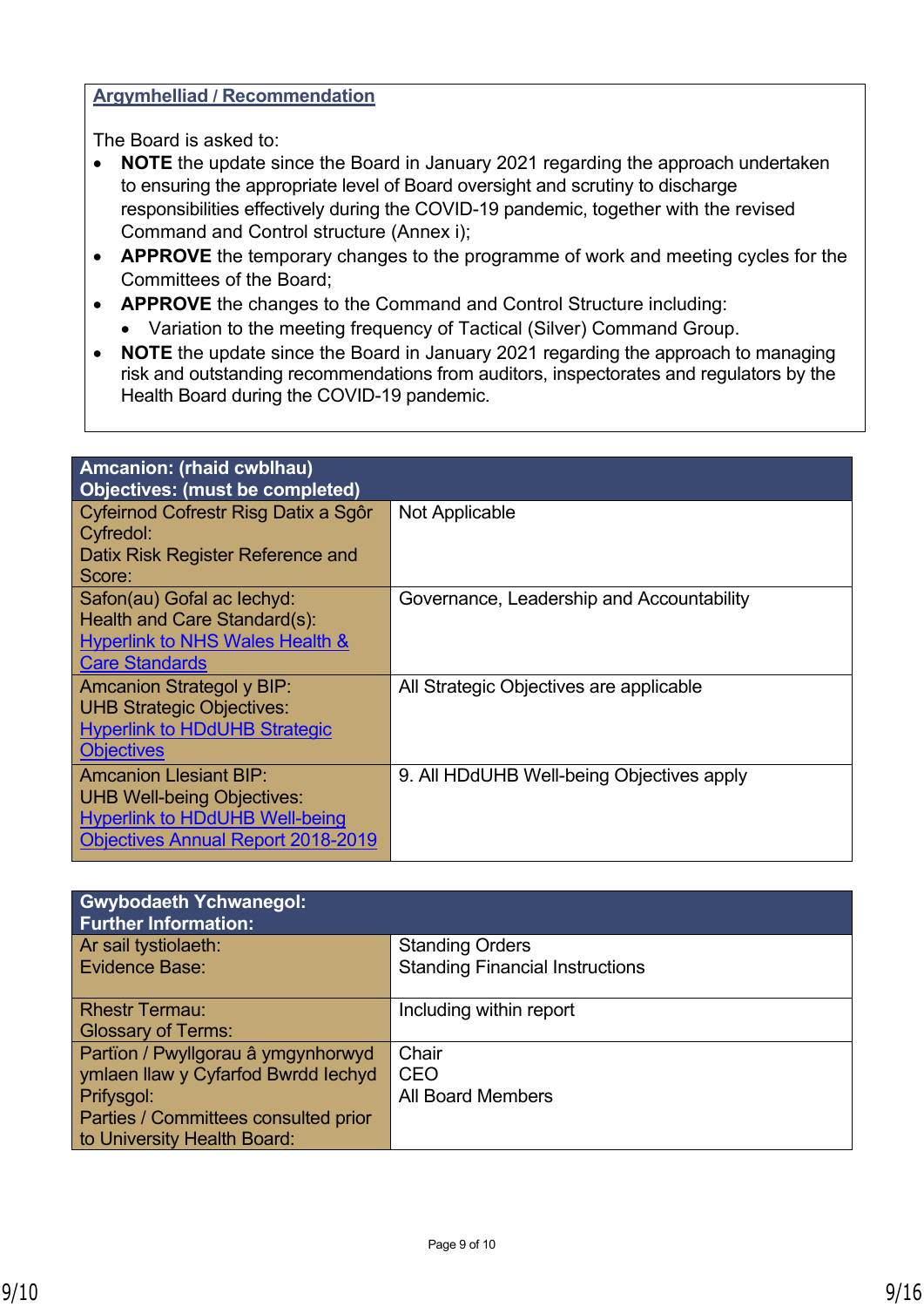**Argymhelliad / Recommendation**

The Board is asked to:

- **NOTE** the update since the Board in January 2021 regarding the approach undertaken to ensuring the appropriate level of Board oversight and scrutiny to discharge responsibilities effectively during the COVID-19 pandemic, together with the revised Command and Control structure (Annex i);
- **APPROVE** the temporary changes to the programme of work and meeting cycles for the Committees of the Board;
- **APPROVE** the changes to the Command and Control Structure including:
  - Variation to the meeting frequency of Tactical (Silver) Command Group.
- **NOTE** the update since the Board in January 2021 regarding the approach to managing risk and outstanding recommendations from auditors, inspectorates and regulators by the Health Board during the COVID-19 pandemic.

| **Amcanion: (rhaid cwblhau)<br>Objectives: (must be completed)** | |
|---|---|
| Cyfeirnod Cofrestr Risg Datix a Sgôr Cyfredol:<br>Datix Risk Register Reference and Score: | Not Applicable |
| Safon(au) Gofal ac Iechyd:<br>Health and Care Standard(s):<br>Hyperlink to NHS Wales Health & Care Standards | Governance, Leadership and Accountability |
| Amcanion Strategol y BIP:<br>UHB Strategic Objectives:<br>Hyperlink to HDdUHB Strategic Objectives | All Strategic Objectives are applicable |
| Amcanion Llesiant BIP:<br>UHB Well-being Objectives:<br>Hyperlink to HDdUHB Well-being Objectives Annual Report 2018-2019 | 9. All HDdUHB Well-being Objectives apply |

| **Gwybodaeth Ychwanegol:<br>Further Information:** | |
|---|---|
| Ar sail tystiolaeth:<br>Evidence Base: | Standing Orders<br>Standing Financial Instructions |
| Rhestr Termau:<br>Glossary of Terms: | Including within report |
| Partïon / Pwyllgorau â ymgynhorwyd ymlaen llaw y Cyfarfod Bwrdd Iechyd Prifysgol:<br>Parties / Committees consulted prior to University Health Board: | Chair<br>CEO<br>All Board Members |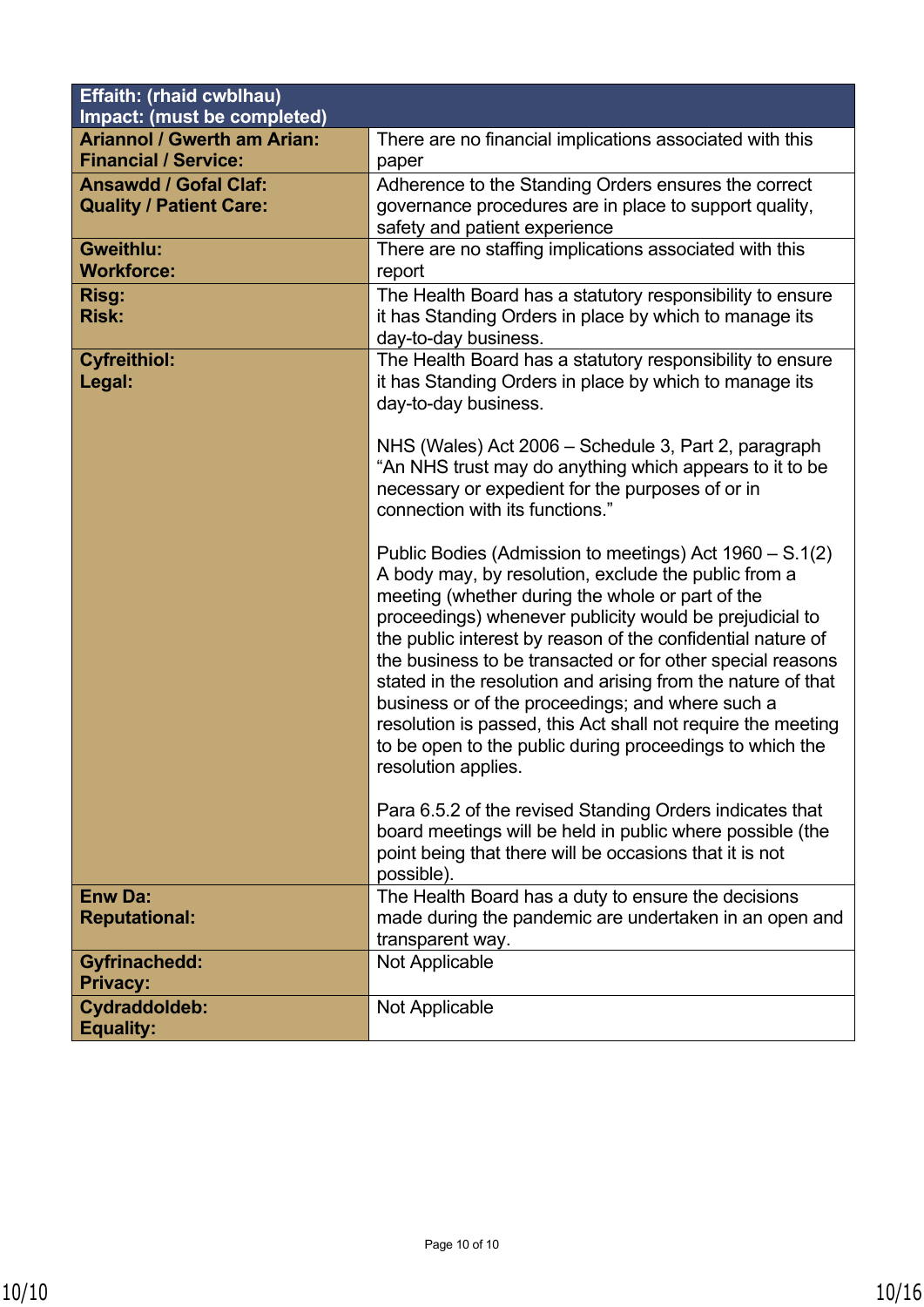| **Effaith: (rhaid cwblhau)**<br>**Impact: (must be completed)** | |
|---|---|
| **Ariannol / Gwerth am Arian:**<br>**Financial / Service:** | There are no financial implications associated with this paper |
| **Ansawdd / Gofal Claf:**<br>**Quality / Patient Care:** | Adherence to the Standing Orders ensures the correct governance procedures are in place to support quality, safety and patient experience |
| **Gweithlu:**<br>**Workforce:** | There are no staffing implications associated with this report |
| **Risg:**<br>**Risk:** | The Health Board has a statutory responsibility to ensure it has Standing Orders in place by which to manage its day-to-day business. |
| **Cyfreithiol:**<br>**Legal:** | The Health Board has a statutory responsibility to ensure it has Standing Orders in place by which to manage its day-to-day business.<br><br>NHS (Wales) Act 2006 – Schedule 3, Part 2, paragraph "An NHS trust may do anything which appears to it to be necessary or expedient for the purposes of or in connection with its functions."<br><br>Public Bodies (Admission to meetings) Act 1960 – S.1(2) A body may, by resolution, exclude the public from a meeting (whether during the whole or part of the proceedings) whenever publicity would be prejudicial to the public interest by reason of the confidential nature of the business to be transacted or for other special reasons stated in the resolution and arising from the nature of that business or of the proceedings; and where such a resolution is passed, this Act shall not require the meeting to be open to the public during proceedings to which the resolution applies.<br><br>Para 6.5.2 of the revised Standing Orders indicates that board meetings will be held in public where possible (the point being that there will be occasions that it is not possible). |
| **Enw Da:**<br>**Reputational:** | The Health Board has a duty to ensure the decisions made during the pandemic are undertaken in an open and transparent way. |
| **Gyfrinachedd:**<br>**Privacy:** | Not Applicable |
| **Cydraddoldeb:**<br>**Equality:** | Not Applicable |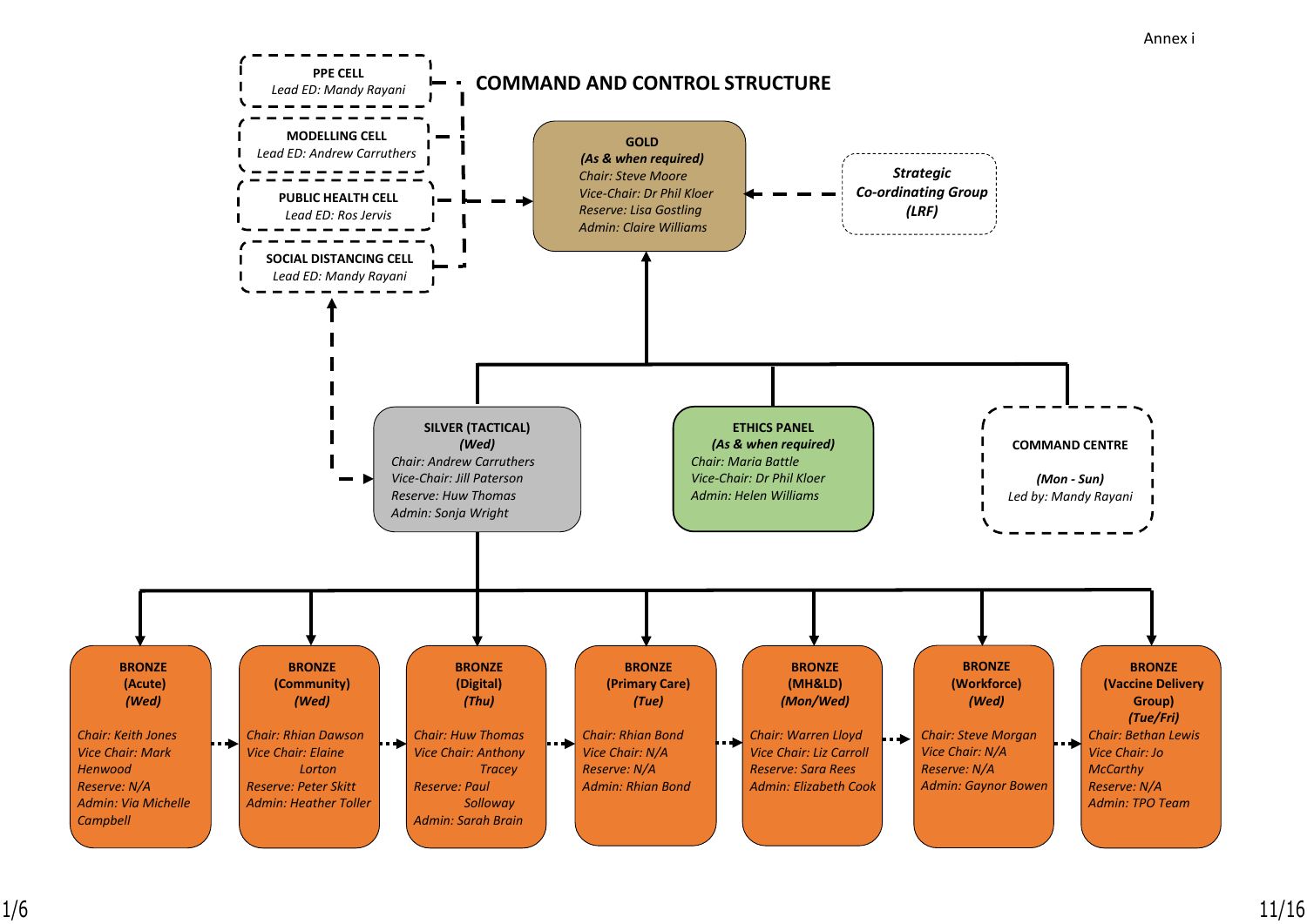Annex i

# COMMAND AND CONTROL STRUCTURE

**PPE CELL**
*Lead ED: Mandy Rayani*

**MODELLING CELL**
*Lead ED: Andrew Carruthers*

**PUBLIC HEALTH CELL**
*Lead ED: Ros Jervis*

**SOCIAL DISTANCING CELL**
*Lead ED: Mandy Rayani*

**GOLD**
***(As & when required)***
*Chair: Steve Moore*
*Vice-Chair: Dr Phil Kloer*
*Reserve: Lisa Gostling*
*Admin: Claire Williams*

***Strategic Co-ordinating Group (LRF)***

**SILVER (TACTICAL)**
***(Wed)***
*Chair: Andrew Carruthers*
*Vice-Chair: Jill Paterson*
*Reserve: Huw Thomas*
*Admin: Sonja Wright*

**ETHICS PANEL**
***(As & when required)***
*Chair: Maria Battle*
*Vice-Chair: Dr Phil Kloer*
*Admin: Helen Williams*

**COMMAND CENTRE**
***(Mon - Sun)***
*Led by: Mandy Rayani*

**BRONZE (Acute)**
***(Wed)***
*Chair: Keith Jones*
*Vice Chair: Mark Henwood*
*Reserve: N/A*
*Admin: Via Michelle Campbell*

**BRONZE (Community)**
***(Wed)***
*Chair: Rhian Dawson*
*Vice Chair: Elaine Lorton*
*Reserve: Peter Skitt*
*Admin: Heather Toller*

**BRONZE (Digital)**
***(Thu)***
*Chair: Huw Thomas*
*Vice Chair: Anthony Tracey*
*Reserve: Paul Solloway*
*Admin: Sarah Brain*

**BRONZE (Primary Care)**
***(Tue)***
*Chair: Rhian Bond*
*Vice Chair: N/A*
*Reserve: N/A*
*Admin: Rhian Bond*

**BRONZE (MH&LD)**
***(Mon/Wed)***
*Chair: Warren Lloyd*
*Vice Chair: Liz Carroll*
*Reserve: Sara Rees*
*Admin: Elizabeth Cook*

**BRONZE (Workforce)**
***(Wed)***
*Chair: Steve Morgan*
*Vice Chair: N/A*
*Reserve: N/A*
*Admin: Gaynor Bowen*

**BRONZE (Vaccine Delivery Group)**
***(Tue/Fri)***
*Chair: Bethan Lewis*
*Vice Chair: Jo McCarthy*
*Reserve: N/A*
*Admin: TPO Team*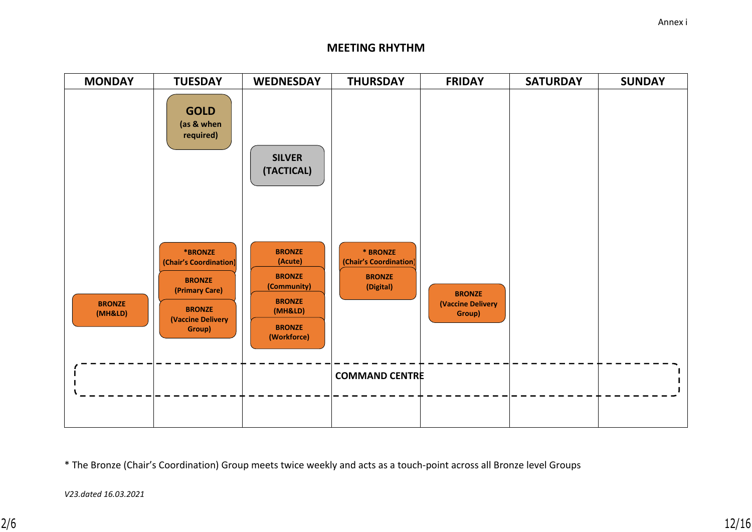Annex i

## MEETING RHYTHM

| MONDAY | TUESDAY | WEDNESDAY | THURSDAY | FRIDAY | SATURDAY | SUNDAY |
|---|---|---|---|---|---|---|
| | **GOLD** (as & when required) | | | | | |
| | | **SILVER (TACTICAL)** | | | | |
| | ***BRONZE (Chair's Coordination)** | **BRONZE (Acute)** | *** BRONZE (Chair's Coordination)** | | | |
| | **BRONZE (Primary Care)** | **BRONZE (Community)** | **BRONZE (Digital)** | | | |
| **BRONZE (MH&LD)** | **BRONZE (Vaccine Delivery Group)** | **BRONZE (MH&LD)** | | **BRONZE (Vaccine Delivery Group)** | | |
| | | **BRONZE (Workforce)** | | | | |
| **COMMAND CENTRE** | | | | | | |

\* The Bronze (Chair's Coordination) Group meets twice weekly and acts as a touch-point across all Bronze level Groups

*V23.dated 16.03.2021*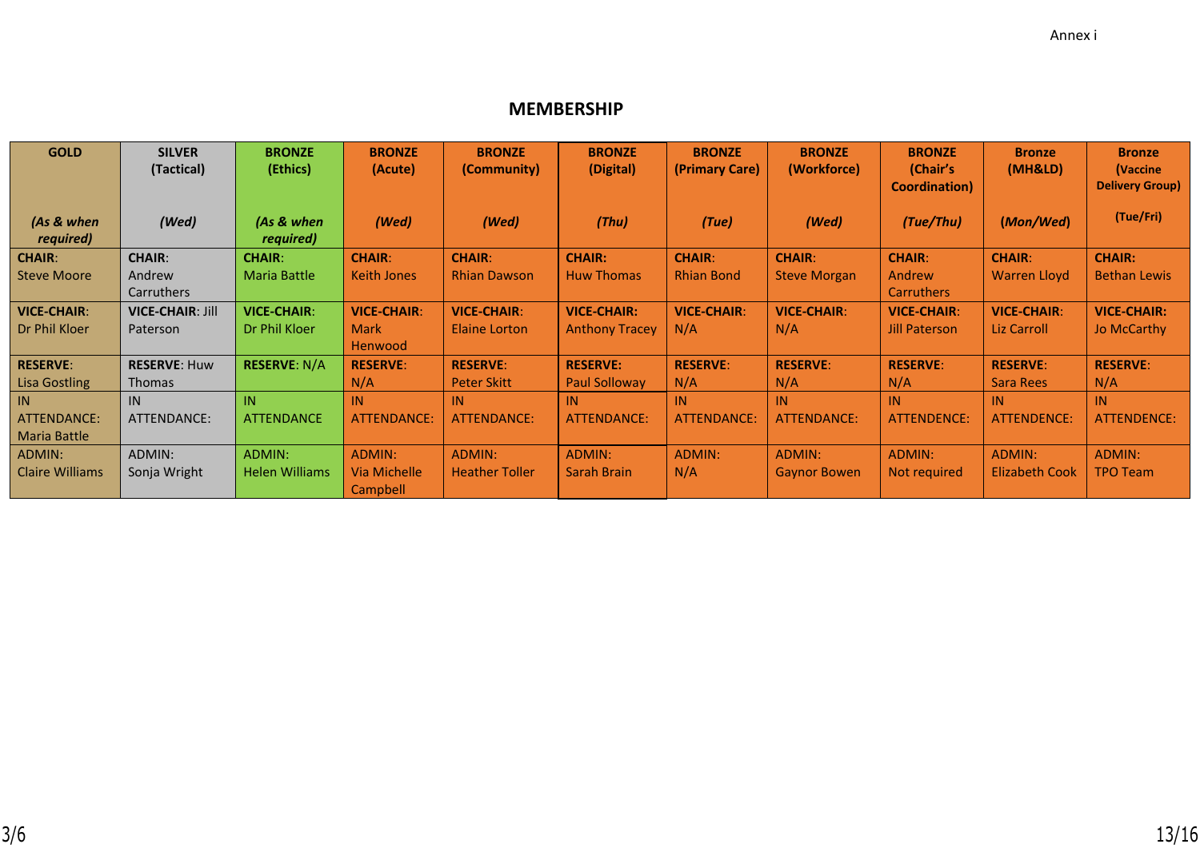Annex i

# MEMBERSHIP

| GOLD *(As & when required)* | SILVER (Tactical) *(Wed)* | BRONZE (Ethics) *(As & when required)* | BRONZE (Acute) *(Wed)* | BRONZE (Community) *(Wed)* | BRONZE (Digital) *(Thu)* | BRONZE (Primary Care) *(Tue)* | BRONZE (Workforce) *(Wed)* | BRONZE (Chair's Coordination) *(Tue/Thu)* | Bronze (MH&LD) *(Mon/Wed)* | Bronze (Vaccine Delivery Group) (Tue/Fri) |
|---|---|---|---|---|---|---|---|---|---|---|
| **CHAIR**: Steve Moore | **CHAIR**: Andrew Carruthers | **CHAIR**: Maria Battle | **CHAIR**: Keith Jones | **CHAIR**: Rhian Dawson | **CHAIR:** Huw Thomas | **CHAIR**: Rhian Bond | **CHAIR**: Steve Morgan | **CHAIR**: Andrew Carruthers | **CHAIR**: Warren Lloyd | **CHAIR:** Bethan Lewis |
| **VICE-CHAIR**: Dr Phil Kloer | **VICE-CHAIR**: Jill Paterson | **VICE-CHAIR**: Dr Phil Kloer | **VICE-CHAIR**: Mark Henwood | **VICE-CHAIR**: Elaine Lorton | **VICE-CHAIR:** Anthony Tracey | **VICE-CHAIR**: N/A | **VICE-CHAIR**: N/A | **VICE-CHAIR**: Jill Paterson | **VICE-CHAIR**: Liz Carroll | **VICE-CHAIR:** Jo McCarthy |
| **RESERVE**: Lisa Gostling | **RESERVE**: Huw Thomas | **RESERVE**: N/A | **RESERVE**: N/A | **RESERVE**: Peter Skitt | **RESERVE:** Paul Solloway | **RESERVE**: N/A | **RESERVE**: N/A | **RESERVE**: N/A | **RESERVE**: Sara Rees | **RESERVE**: N/A |
| IN ATTENDANCE: Maria Battle | IN ATTENDANCE: | IN ATTENDANCE | IN ATTENDANCE: | IN ATTENDANCE: | IN ATTENDANCE: | IN ATTENDANCE: | IN ATTENDANCE: | IN ATTENDENCE: | IN ATTENDENCE: | IN ATTENDENCE: |
| ADMIN: Claire Williams | ADMIN: Sonja Wright | ADMIN: Helen Williams | ADMIN: Via Michelle Campbell | ADMIN: Heather Toller | ADMIN: Sarah Brain | ADMIN: N/A | ADMIN: Gaynor Bowen | ADMIN: Not required | ADMIN: Elizabeth Cook | ADMIN: TPO Team |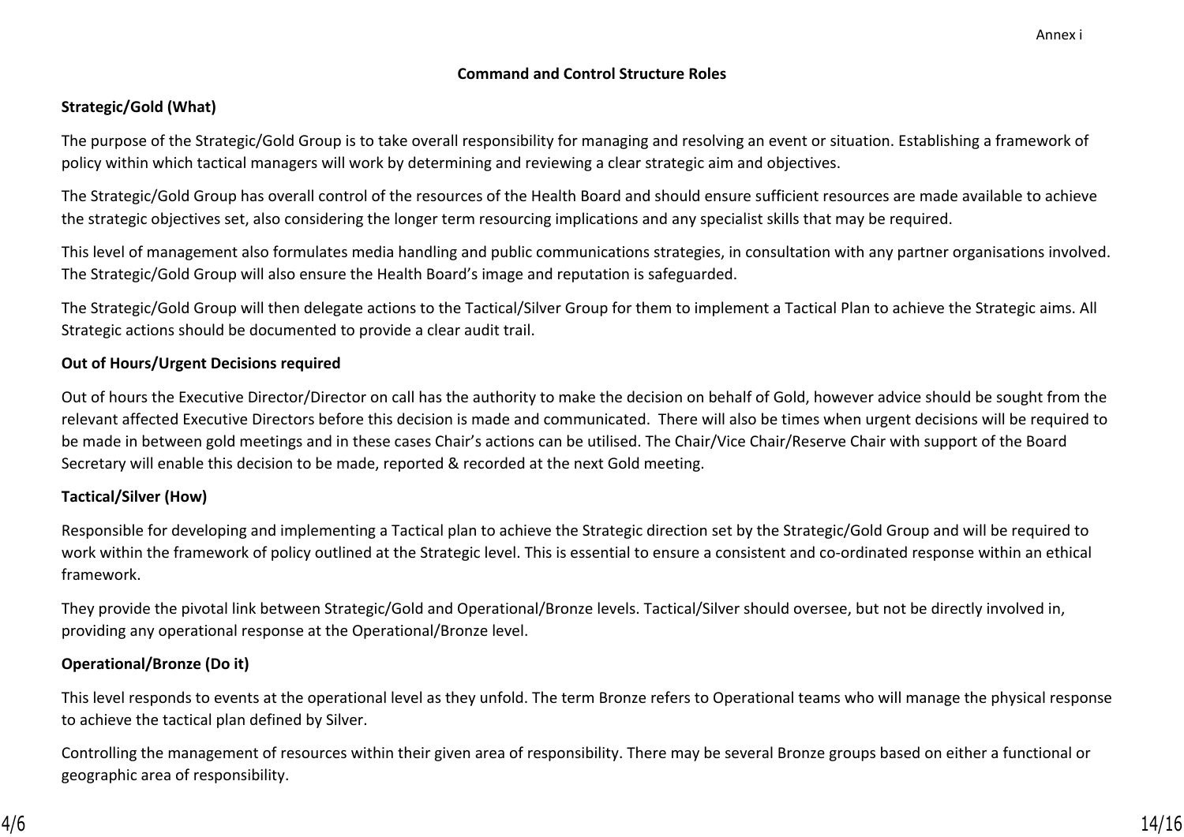Annex i

## Command and Control Structure Roles

**Strategic/Gold (What)**

The purpose of the Strategic/Gold Group is to take overall responsibility for managing and resolving an event or situation. Establishing a framework of policy within which tactical managers will work by determining and reviewing a clear strategic aim and objectives.

The Strategic/Gold Group has overall control of the resources of the Health Board and should ensure sufficient resources are made available to achieve the strategic objectives set, also considering the longer term resourcing implications and any specialist skills that may be required.

This level of management also formulates media handling and public communications strategies, in consultation with any partner organisations involved. The Strategic/Gold Group will also ensure the Health Board's image and reputation is safeguarded.

The Strategic/Gold Group will then delegate actions to the Tactical/Silver Group for them to implement a Tactical Plan to achieve the Strategic aims. All Strategic actions should be documented to provide a clear audit trail.

**Out of Hours/Urgent Decisions required**

Out of hours the Executive Director/Director on call has the authority to make the decision on behalf of Gold, however advice should be sought from the relevant affected Executive Directors before this decision is made and communicated. There will also be times when urgent decisions will be required to be made in between gold meetings and in these cases Chair's actions can be utilised. The Chair/Vice Chair/Reserve Chair with support of the Board Secretary will enable this decision to be made, reported & recorded at the next Gold meeting.

**Tactical/Silver (How)**

Responsible for developing and implementing a Tactical plan to achieve the Strategic direction set by the Strategic/Gold Group and will be required to work within the framework of policy outlined at the Strategic level. This is essential to ensure a consistent and co-ordinated response within an ethical framework.

They provide the pivotal link between Strategic/Gold and Operational/Bronze levels. Tactical/Silver should oversee, but not be directly involved in, providing any operational response at the Operational/Bronze level.

**Operational/Bronze (Do it)**

This level responds to events at the operational level as they unfold. The term Bronze refers to Operational teams who will manage the physical response to achieve the tactical plan defined by Silver.

Controlling the management of resources within their given area of responsibility. There may be several Bronze groups based on either a functional or geographic area of responsibility.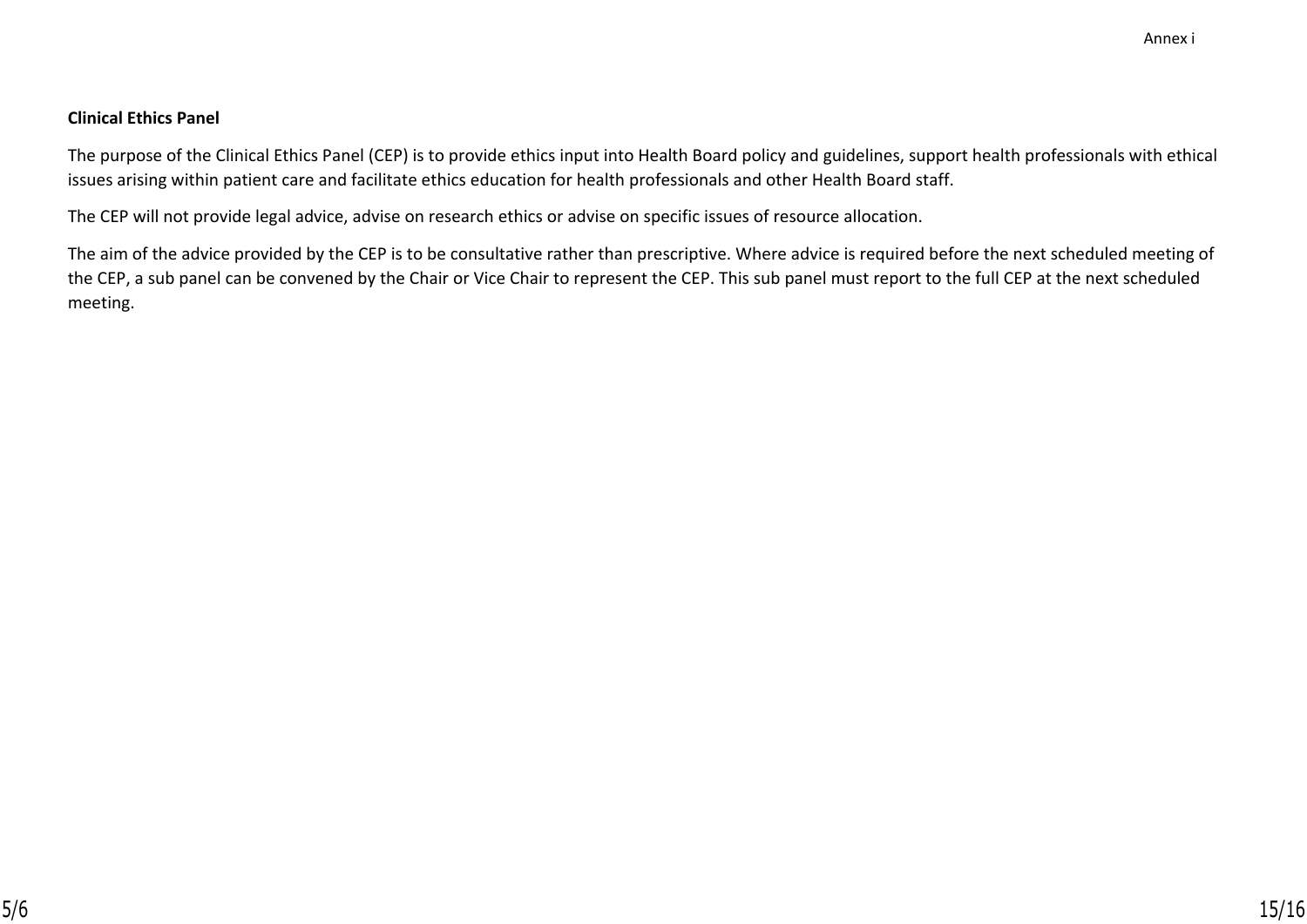Annex i

**Clinical Ethics Panel**

The purpose of the Clinical Ethics Panel (CEP) is to provide ethics input into Health Board policy and guidelines, support health professionals with ethical issues arising within patient care and facilitate ethics education for health professionals and other Health Board staff.

The CEP will not provide legal advice, advise on research ethics or advise on specific issues of resource allocation.

The aim of the advice provided by the CEP is to be consultative rather than prescriptive. Where advice is required before the next scheduled meeting of the CEP, a sub panel can be convened by the Chair or Vice Chair to represent the CEP. This sub panel must report to the full CEP at the next scheduled meeting.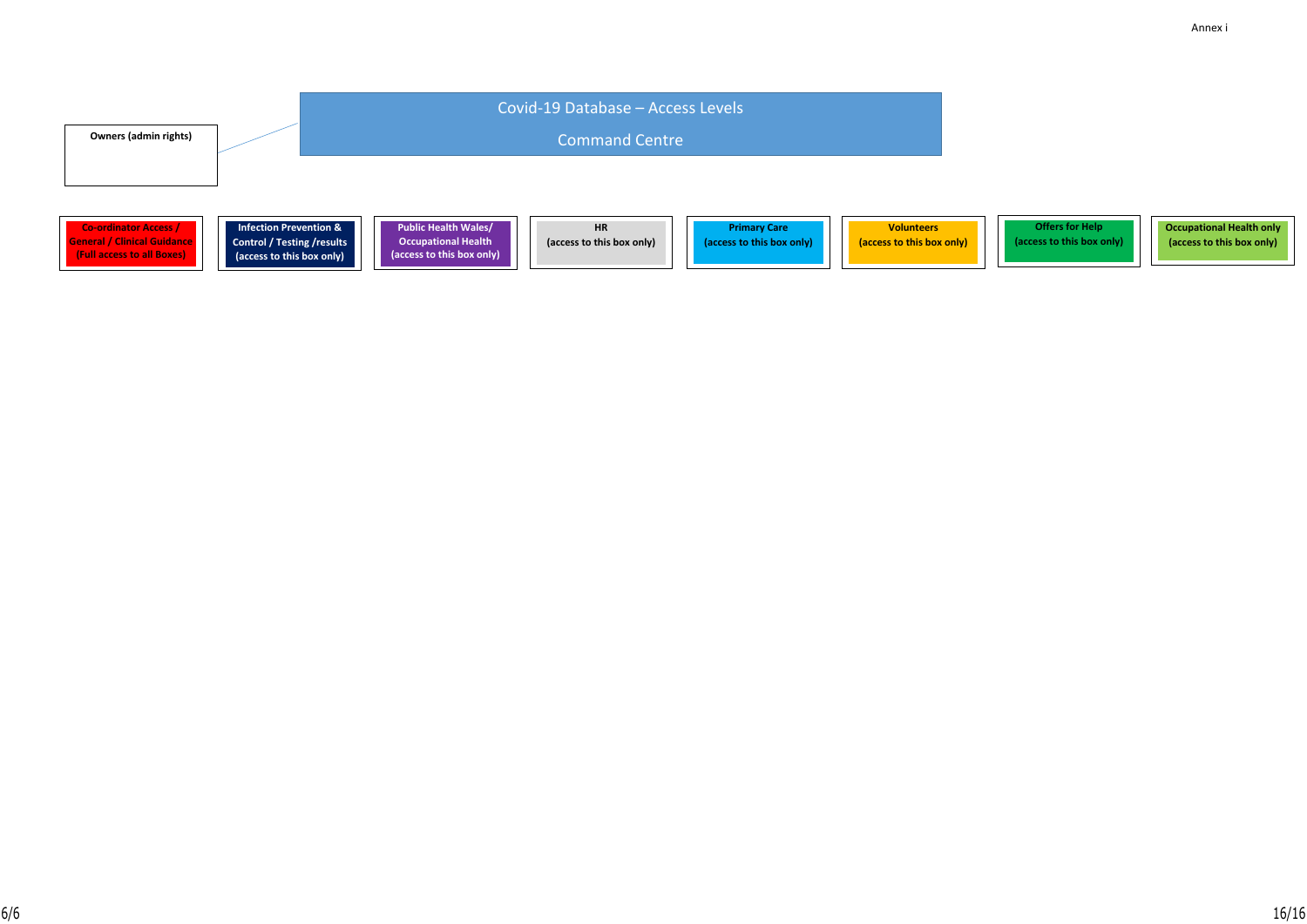Annex i

# Covid-19 Database – Access Levels

## Command Centre

**Owners (admin rights)**

**Co-ordinator Access / General / Clinical Guidance (Full access to all Boxes)**

**Infection Prevention & Control / Testing /results (access to this box only)**

**Public Health Wales/ Occupational Health (access to this box only)**

**HR (access to this box only)**

**Primary Care (access to this box only)**

**Volunteers (access to this box only)**

**Offers for Help (access to this box only)**

**Occupational Health only (access to this box only)**